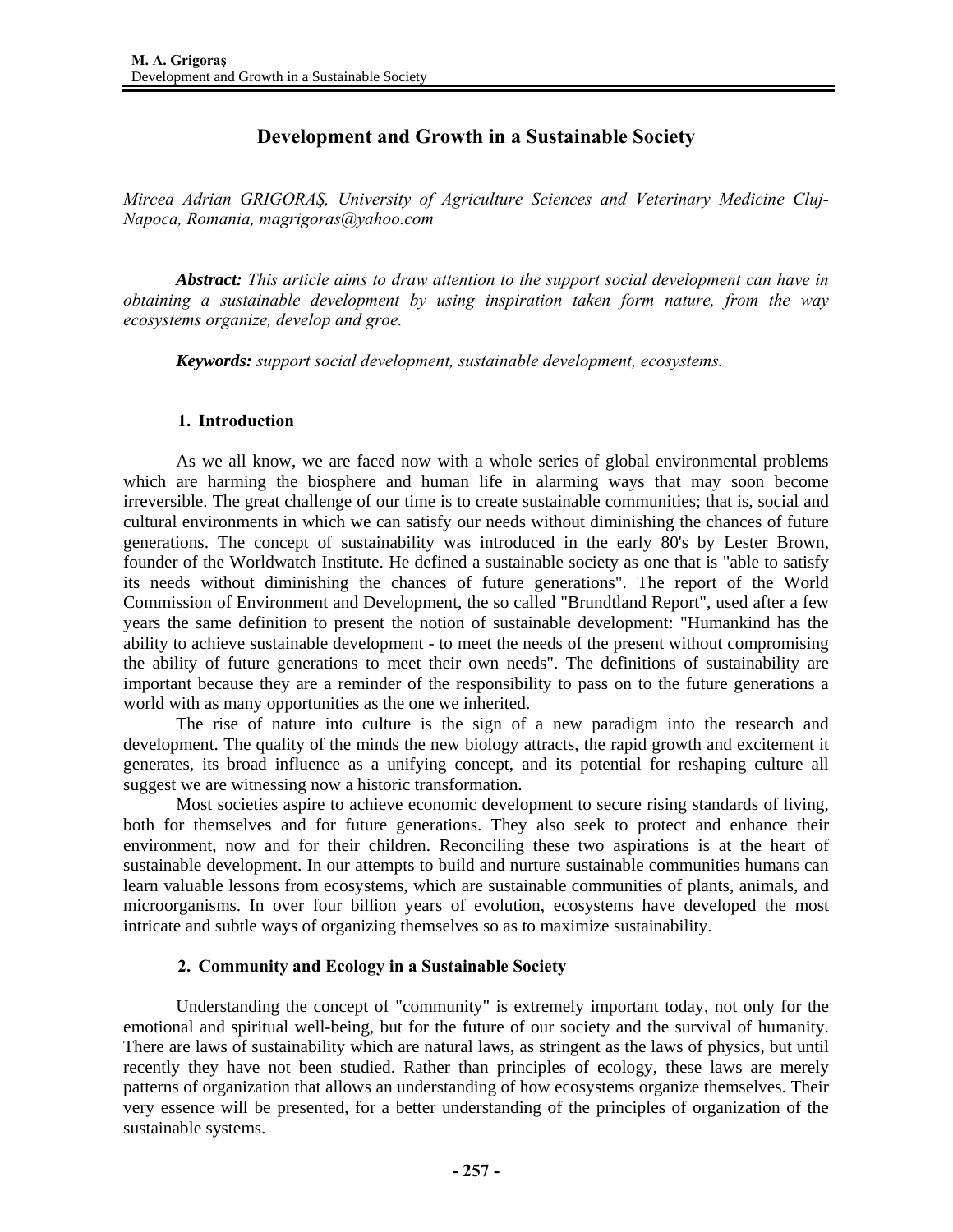# Development and Growth in a Sustainable Society

*Mircea Adrian GRIGORAŞ, University of Agriculture Sciences and Veterinary Medicine Cluj-Napoca, Romania, magrigoras@yahoo.com*

***Abstract:*** *This article aims to draw attention to the support social development can have in obtaining a sustainable development by using inspiration taken form nature, from the way ecosystems organize, develop and groe.*

***Keywords:*** *support social development, sustainable development, ecosystems.*

## 1. Introduction

As we all know, we are faced now with a whole series of global environmental problems which are harming the biosphere and human life in alarming ways that may soon become irreversible. The great challenge of our time is to create sustainable communities; that is, social and cultural environments in which we can satisfy our needs without diminishing the chances of future generations. The concept of sustainability was introduced in the early 80's by Lester Brown, founder of the Worldwatch Institute. He defined a sustainable society as one that is "able to satisfy its needs without diminishing the chances of future generations". The report of the World Commission of Environment and Development, the so called "Brundtland Report", used after a few years the same definition to present the notion of sustainable development: "Humankind has the ability to achieve sustainable development - to meet the needs of the present without compromising the ability of future generations to meet their own needs". The definitions of sustainability are important because they are a reminder of the responsibility to pass on to the future generations a world with as many opportunities as the one we inherited.

The rise of nature into culture is the sign of a new paradigm into the research and development. The quality of the minds the new biology attracts, the rapid growth and excitement it generates, its broad influence as a unifying concept, and its potential for reshaping culture all suggest we are witnessing now a historic transformation.

Most societies aspire to achieve economic development to secure rising standards of living, both for themselves and for future generations. They also seek to protect and enhance their environment, now and for their children. Reconciling these two aspirations is at the heart of sustainable development. In our attempts to build and nurture sustainable communities humans can learn valuable lessons from ecosystems, which are sustainable communities of plants, animals, and microorganisms. In over four billion years of evolution, ecosystems have developed the most intricate and subtle ways of organizing themselves so as to maximize sustainability.

## 2. Community and Ecology in a Sustainable Society

Understanding the concept of "community" is extremely important today, not only for the emotional and spiritual well-being, but for the future of our society and the survival of humanity. There are laws of sustainability which are natural laws, as stringent as the laws of physics, but until recently they have not been studied. Rather than principles of ecology, these laws are merely patterns of organization that allows an understanding of how ecosystems organize themselves. Their very essence will be presented, for a better understanding of the principles of organization of the sustainable systems.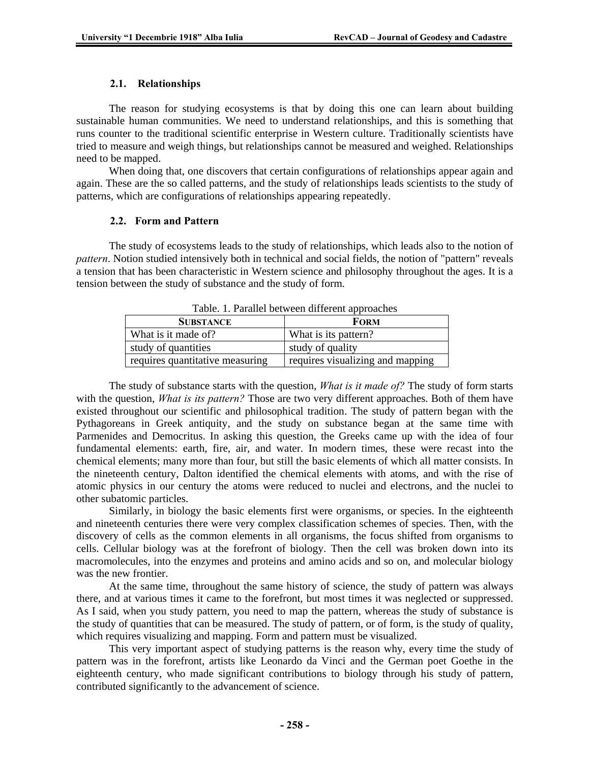### 2.1. Relationships

The reason for studying ecosystems is that by doing this one can learn about building sustainable human communities. We need to understand relationships, and this is something that runs counter to the traditional scientific enterprise in Western culture. Traditionally scientists have tried to measure and weigh things, but relationships cannot be measured and weighed. Relationships need to be mapped.

When doing that, one discovers that certain configurations of relationships appear again and again. These are the so called patterns, and the study of relationships leads scientists to the study of patterns, which are configurations of relationships appearing repeatedly.

### 2.2. Form and Pattern

The study of ecosystems leads to the study of relationships, which leads also to the notion of *pattern*. Notion studied intensively both in technical and social fields, the notion of "pattern" reveals a tension that has been characteristic in Western science and philosophy throughout the ages. It is a tension between the study of substance and the study of form.

Table. 1. Parallel between different approaches

| **SUBSTANCE** | **FORM** |
| --- | --- |
| What is it made of? | What is its pattern? |
| study of quantities | study of quality |
| requires quantitative measuring | requires visualizing and mapping |

The study of substance starts with the question, *What is it made of?* The study of form starts with the question, *What is its pattern?* Those are two very different approaches. Both of them have existed throughout our scientific and philosophical tradition. The study of pattern began with the Pythagoreans in Greek antiquity, and the study on substance began at the same time with Parmenides and Democritus. In asking this question, the Greeks came up with the idea of four fundamental elements: earth, fire, air, and water. In modern times, these were recast into the chemical elements; many more than four, but still the basic elements of which all matter consists. In the nineteenth century, Dalton identified the chemical elements with atoms, and with the rise of atomic physics in our century the atoms were reduced to nuclei and electrons, and the nuclei to other subatomic particles.

Similarly, in biology the basic elements first were organisms, or species. In the eighteenth and nineteenth centuries there were very complex classification schemes of species. Then, with the discovery of cells as the common elements in all organisms, the focus shifted from organisms to cells. Cellular biology was at the forefront of biology. Then the cell was broken down into its macromolecules, into the enzymes and proteins and amino acids and so on, and molecular biology was the new frontier.

At the same time, throughout the same history of science, the study of pattern was always there, and at various times it came to the forefront, but most times it was neglected or suppressed. As I said, when you study pattern, you need to map the pattern, whereas the study of substance is the study of quantities that can be measured. The study of pattern, or of form, is the study of quality, which requires visualizing and mapping. Form and pattern must be visualized.

This very important aspect of studying patterns is the reason why, every time the study of pattern was in the forefront, artists like Leonardo da Vinci and the German poet Goethe in the eighteenth century, who made significant contributions to biology through his study of pattern, contributed significantly to the advancement of science.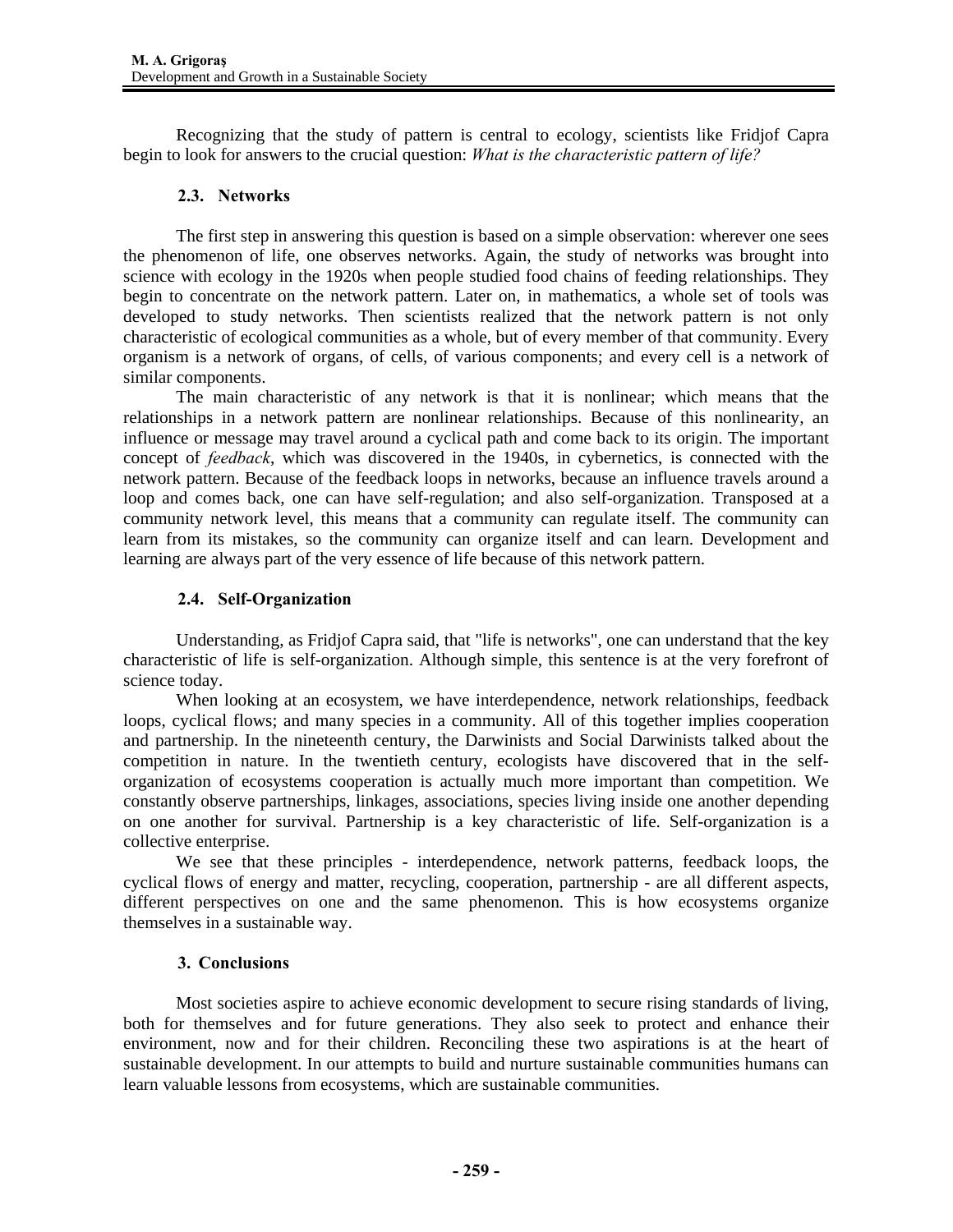Recognizing that the study of pattern is central to ecology, scientists like Fridjof Capra begin to look for answers to the crucial question: *What is the characteristic pattern of life?*

### 2.3. Networks

The first step in answering this question is based on a simple observation: wherever one sees the phenomenon of life, one observes networks. Again, the study of networks was brought into science with ecology in the 1920s when people studied food chains of feeding relationships. They begin to concentrate on the network pattern. Later on, in mathematics, a whole set of tools was developed to study networks. Then scientists realized that the network pattern is not only characteristic of ecological communities as a whole, but of every member of that community. Every organism is a network of organs, of cells, of various components; and every cell is a network of similar components.

The main characteristic of any network is that it is nonlinear; which means that the relationships in a network pattern are nonlinear relationships. Because of this nonlinearity, an influence or message may travel around a cyclical path and come back to its origin. The important concept of *feedback*, which was discovered in the 1940s, in cybernetics, is connected with the network pattern. Because of the feedback loops in networks, because an influence travels around a loop and comes back, one can have self-regulation; and also self-organization. Transposed at a community network level, this means that a community can regulate itself. The community can learn from its mistakes, so the community can organize itself and can learn. Development and learning are always part of the very essence of life because of this network pattern.

### 2.4. Self-Organization

Understanding, as Fridjof Capra said, that "life is networks", one can understand that the key characteristic of life is self-organization. Although simple, this sentence is at the very forefront of science today.

When looking at an ecosystem, we have interdependence, network relationships, feedback loops, cyclical flows; and many species in a community. All of this together implies cooperation and partnership. In the nineteenth century, the Darwinists and Social Darwinists talked about the competition in nature. In the twentieth century, ecologists have discovered that in the self-organization of ecosystems cooperation is actually much more important than competition. We constantly observe partnerships, linkages, associations, species living inside one another depending on one another for survival. Partnership is a key characteristic of life. Self-organization is a collective enterprise.

We see that these principles - interdependence, network patterns, feedback loops, the cyclical flows of energy and matter, recycling, cooperation, partnership - are all different aspects, different perspectives on one and the same phenomenon. This is how ecosystems organize themselves in a sustainable way.

## 3. Conclusions

Most societies aspire to achieve economic development to secure rising standards of living, both for themselves and for future generations. They also seek to protect and enhance their environment, now and for their children. Reconciling these two aspirations is at the heart of sustainable development. In our attempts to build and nurture sustainable communities humans can learn valuable lessons from ecosystems, which are sustainable communities.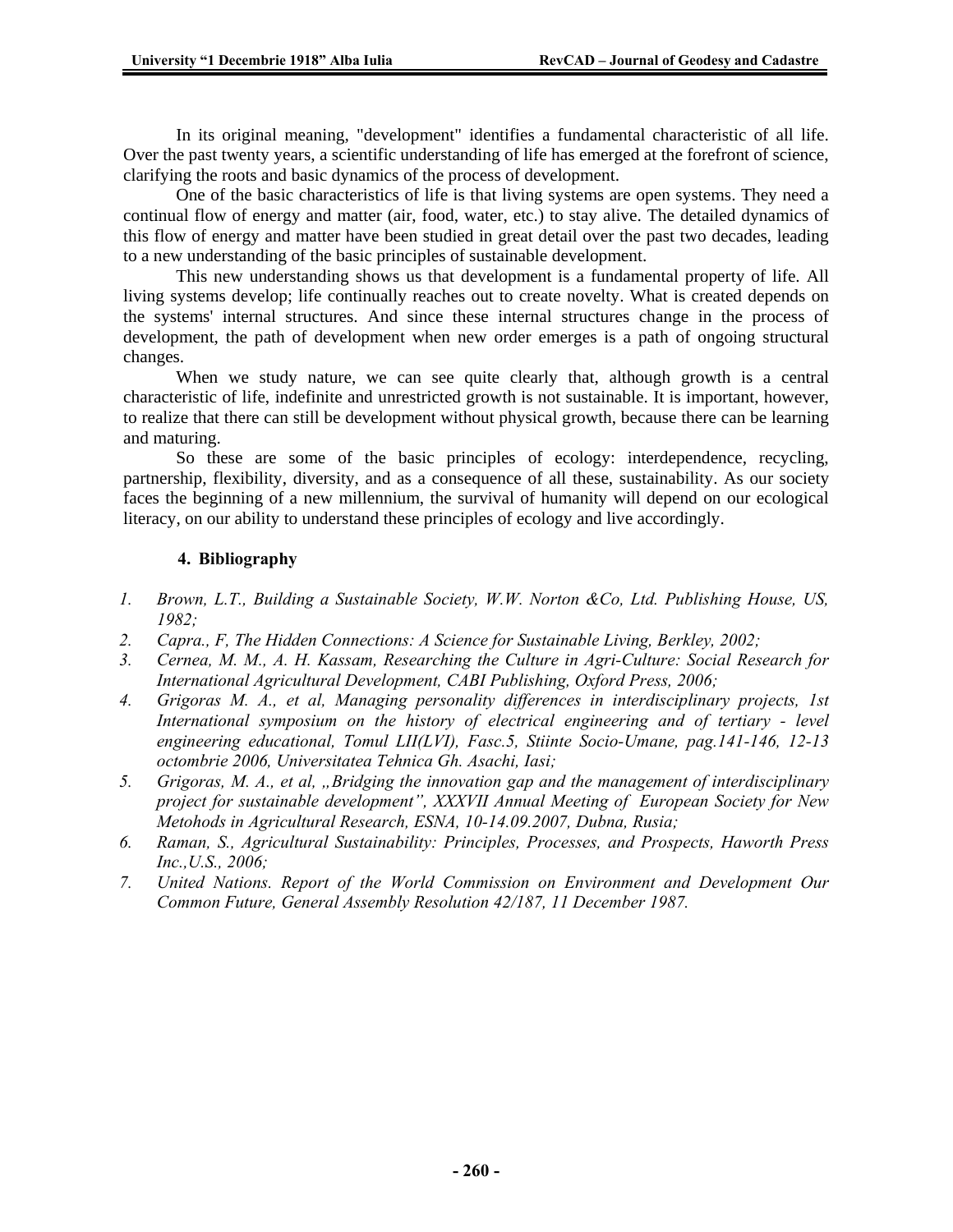In its original meaning, "development" identifies a fundamental characteristic of all life. Over the past twenty years, a scientific understanding of life has emerged at the forefront of science, clarifying the roots and basic dynamics of the process of development.

One of the basic characteristics of life is that living systems are open systems. They need a continual flow of energy and matter (air, food, water, etc.) to stay alive. The detailed dynamics of this flow of energy and matter have been studied in great detail over the past two decades, leading to a new understanding of the basic principles of sustainable development.

This new understanding shows us that development is a fundamental property of life. All living systems develop; life continually reaches out to create novelty. What is created depends on the systems' internal structures. And since these internal structures change in the process of development, the path of development when new order emerges is a path of ongoing structural changes.

When we study nature, we can see quite clearly that, although growth is a central characteristic of life, indefinite and unrestricted growth is not sustainable. It is important, however, to realize that there can still be development without physical growth, because there can be learning and maturing.

So these are some of the basic principles of ecology: interdependence, recycling, partnership, flexibility, diversity, and as a consequence of all these, sustainability. As our society faces the beginning of a new millennium, the survival of humanity will depend on our ecological literacy, on our ability to understand these principles of ecology and live accordingly.

## 4. Bibliography

1. *Brown, L.T., Building a Sustainable Society, W.W. Norton &Co, Ltd. Publishing House, US, 1982;*
2. *Capra., F, The Hidden Connections: A Science for Sustainable Living, Berkley, 2002;*
3. *Cernea, M. M., A. H. Kassam, Researching the Culture in Agri-Culture: Social Research for International Agricultural Development, CABI Publishing, Oxford Press, 2006;*
4. *Grigoras M. A., et al, Managing personality differences in interdisciplinary projects, 1st International symposium on the history of electrical engineering and of tertiary - level engineering educational, Tomul LII(LVI), Fasc.5, Stiinte Socio-Umane, pag.141-146, 12-13 octombrie 2006, Universitatea Tehnica Gh. Asachi, Iasi;*
5. *Grigoras, M. A., et al, „Bridging the innovation gap and the management of interdisciplinary project for sustainable development", XXXVII Annual Meeting of European Society for New Metohods in Agricultural Research, ESNA, 10-14.09.2007, Dubna, Rusia;*
6. *Raman, S., Agricultural Sustainability: Principles, Processes, and Prospects, Haworth Press Inc.,U.S., 2006;*
7. *United Nations. Report of the World Commission on Environment and Development Our Common Future, General Assembly Resolution 42/187, 11 December 1987.*